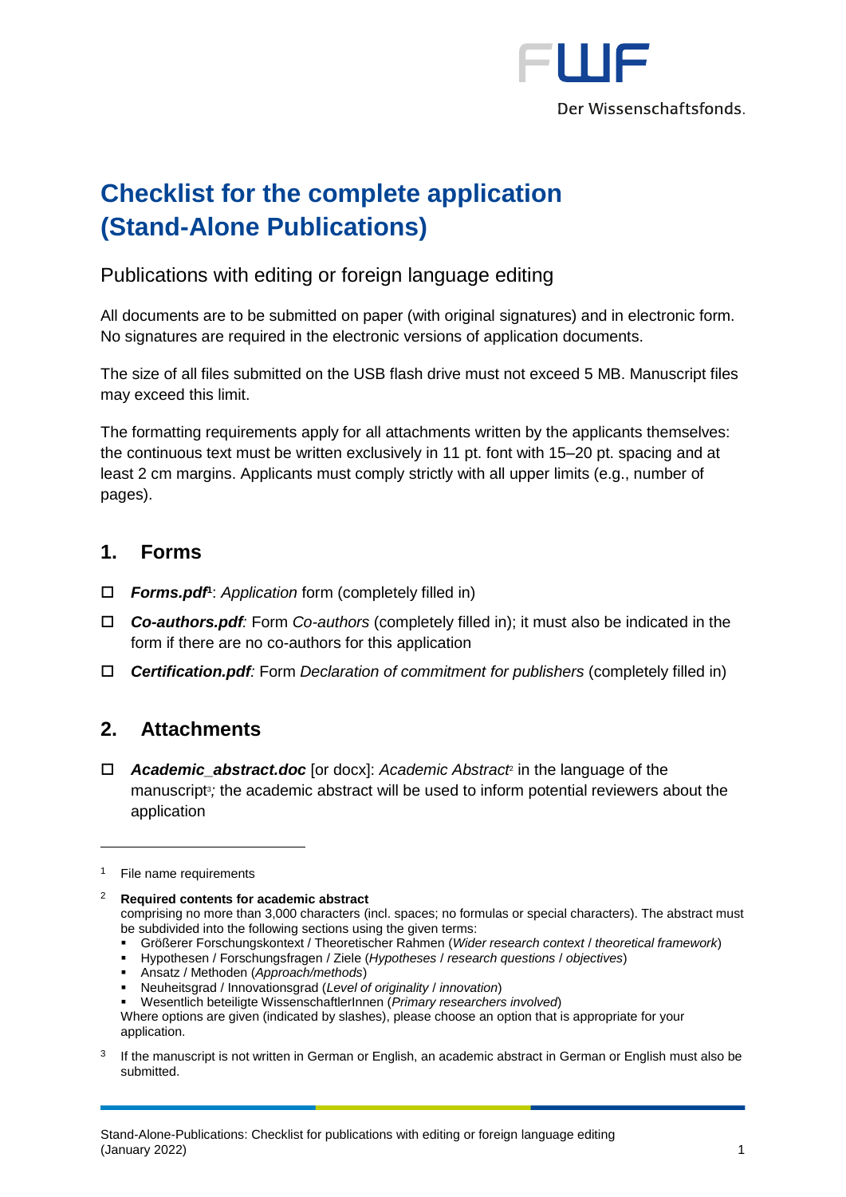# Checklist for the complete application (Stand-Alone Publications)

## Publications with editing or foreign language editing

All documents are to be submitted on paper (with original signatures) and in electronic form. No signatures are required in the electronic versions of application documents.

The size of all files submitted on the USB flash drive must not exceed 5 MB. Manuscript files may exceed this limit.

The formatting requirements apply for all attachments written by the applicants themselves: the continuous text must be written exclusively in 11 pt. font with 15–20 pt. spacing and at least 2 cm margins. Applicants must comply strictly with all upper limits (e.g., number of pages).

## 1. Forms

- ☐ ***Forms.pdf***[1]: *Application* form (completely filled in)
- ☐ ***Co-authors.pdf****:* Form *Co-authors* (completely filled in); it must also be indicated in the form if there are no co-authors for this application
- ☐ ***Certification.pdf****:* Form *Declaration of commitment for publishers* (completely filled in)

## 2. Attachments

- ☐ ***Academic_abstract.doc*** [or docx]: *Academic Abstract*[2] in the language of the manuscript[3]*;* the academic abstract will be used to inform potential reviewers about the application

---

[1] File name requirements

[2] **Required contents for academic abstract**
comprising no more than 3,000 characters (incl. spaces; no formulas or special characters). The abstract must be subdivided into the following sections using the given terms:
- Größerer Forschungskontext / Theoretischer Rahmen (*Wider research context* / *theoretical framework*)
- Hypothesen / Forschungsfragen / Ziele (*Hypotheses* / *research questions* / *objectives*)
- Ansatz / Methoden (*Approach/methods*)
- Neuheitsgrad / Innovationsgrad (*Level of originality* / *innovation*)
- Wesentlich beteiligte WissenschaftlerInnen (*Primary researchers involved*)

Where options are given (indicated by slashes), please choose an option that is appropriate for your application.

[3] If the manuscript is not written in German or English, an academic abstract in German or English must also be submitted.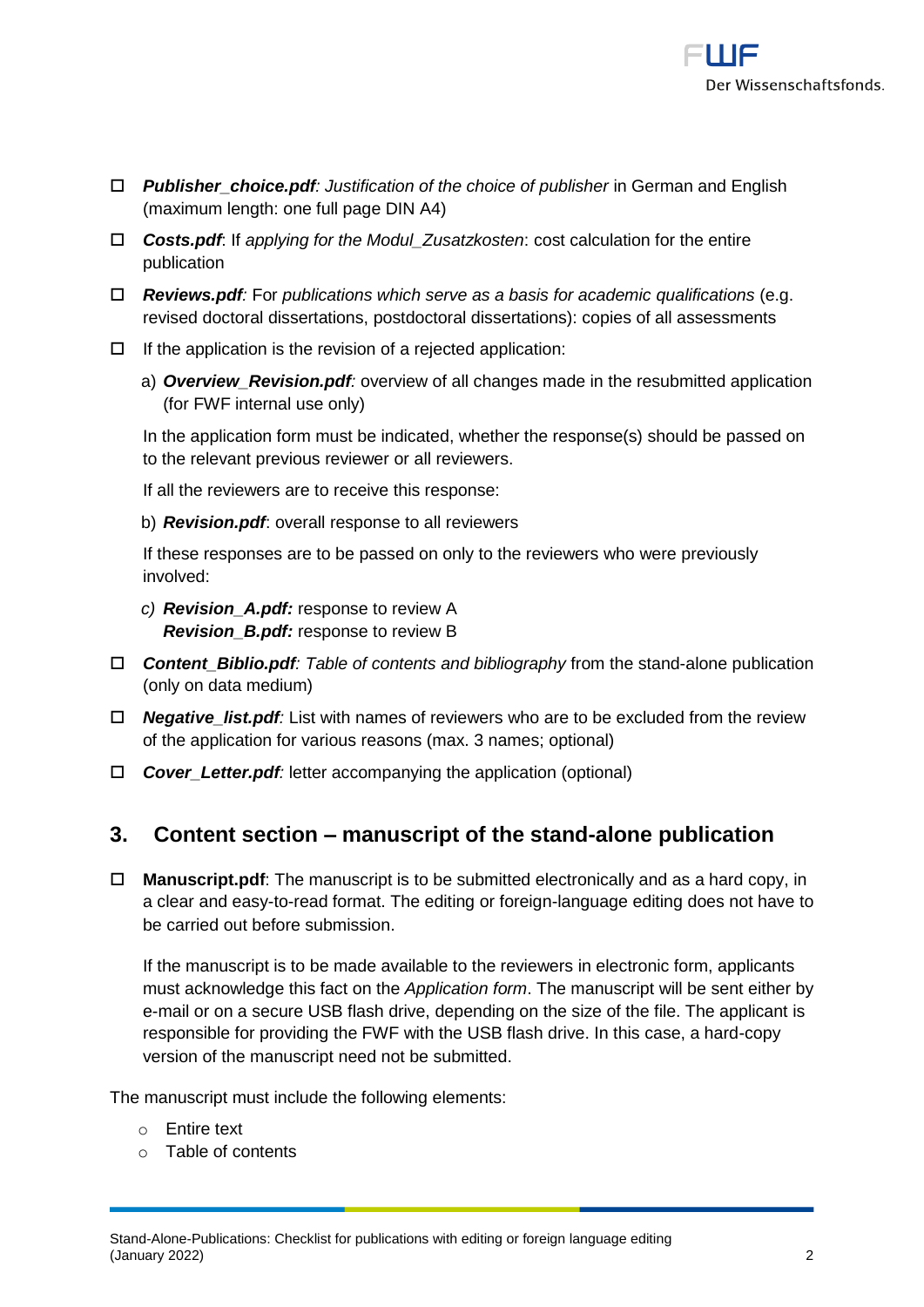- ☐ ***Publisher_choice.pdf****: Justification of the choice of publisher* in German and English (maximum length: one full page DIN A4)
- ☐ ***Costs.pdf***: If *applying for the Modul_Zusatzkosten*: cost calculation for the entire publication
- ☐ ***Reviews.pdf****:* For *publications which serve as a basis for academic qualifications* (e.g. revised doctoral dissertations, postdoctoral dissertations): copies of all assessments
- ☐ If the application is the revision of a rejected application:

  a) ***Overview_Revision.pdf****:* overview of all changes made in the resubmitted application (for FWF internal use only)

  In the application form must be indicated, whether the response(s) should be passed on to the relevant previous reviewer or all reviewers.

  If all the reviewers are to receive this response:

  b) ***Revision.pdf***: overall response to all reviewers

  If these responses are to be passed on only to the reviewers who were previously involved:

  *c)* ***Revision_A.pdf:*** response to review A
  ***Revision_B.pdf:*** response to review B

- ☐ ***Content_Biblio.pdf****: Table of contents and bibliography* from the stand-alone publication (only on data medium)
- ☐ ***Negative_list.pdf****:* List with names of reviewers who are to be excluded from the review of the application for various reasons (max. 3 names; optional)
- ☐ ***Cover_Letter.pdf****:* letter accompanying the application (optional)

## 3. Content section – manuscript of the stand-alone publication

- ☐ **Manuscript.pdf**: The manuscript is to be submitted electronically and as a hard copy, in a clear and easy-to-read format. The editing or foreign-language editing does not have to be carried out before submission.

  If the manuscript is to be made available to the reviewers in electronic form, applicants must acknowledge this fact on the *Application form*. The manuscript will be sent either by e-mail or on a secure USB flash drive, depending on the size of the file. The applicant is responsible for providing the FWF with the USB flash drive. In this case, a hard-copy version of the manuscript need not be submitted.

The manuscript must include the following elements:

- Entire text
- Table of contents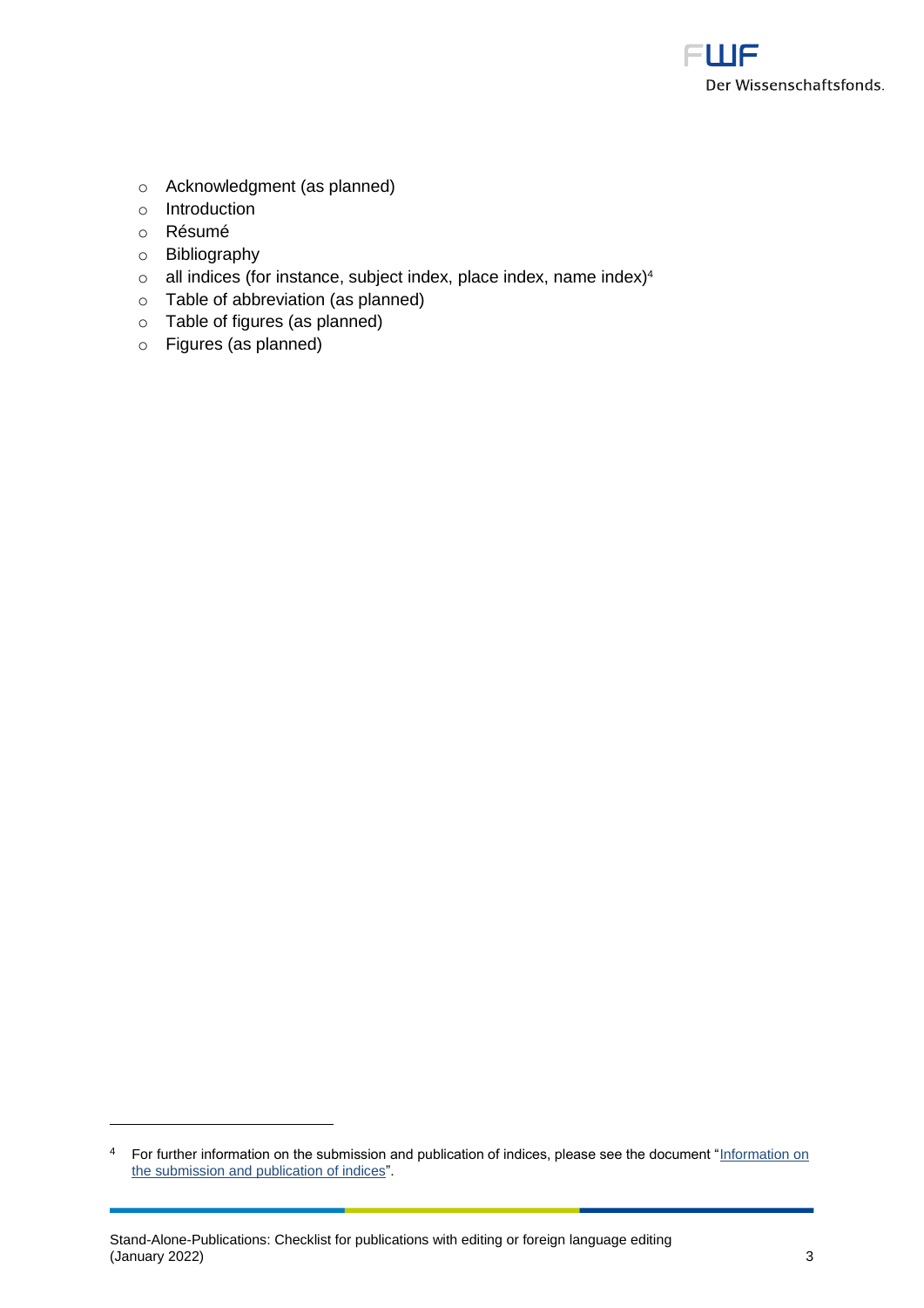- Acknowledgment (as planned)
- Introduction
- Résumé
- Bibliography
- all indices (for instance, subject index, place index, name index)[4]
- Table of abbreviation (as planned)
- Table of figures (as planned)
- Figures (as planned)

[4] For further information on the submission and publication of indices, please see the document "Information on the submission and publication of indices".